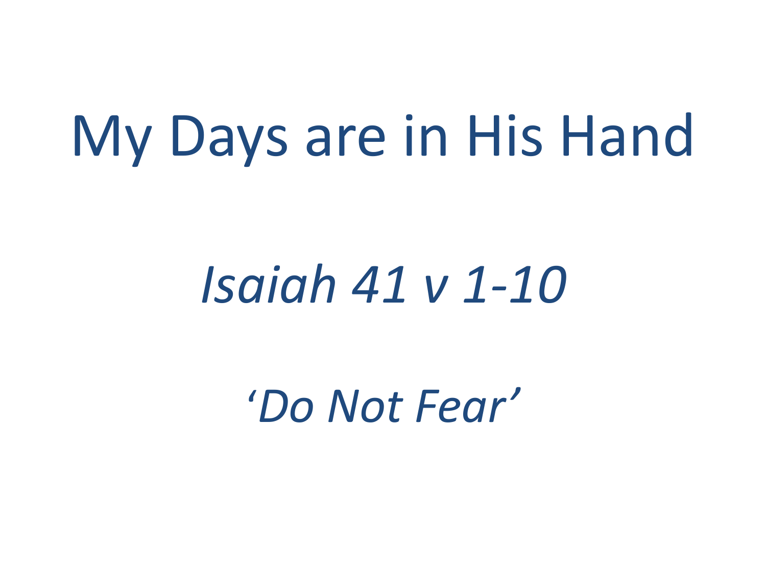# My Days are in His Hand

*Isaiah 41 v 1-10*

*‘Do Not Fear’*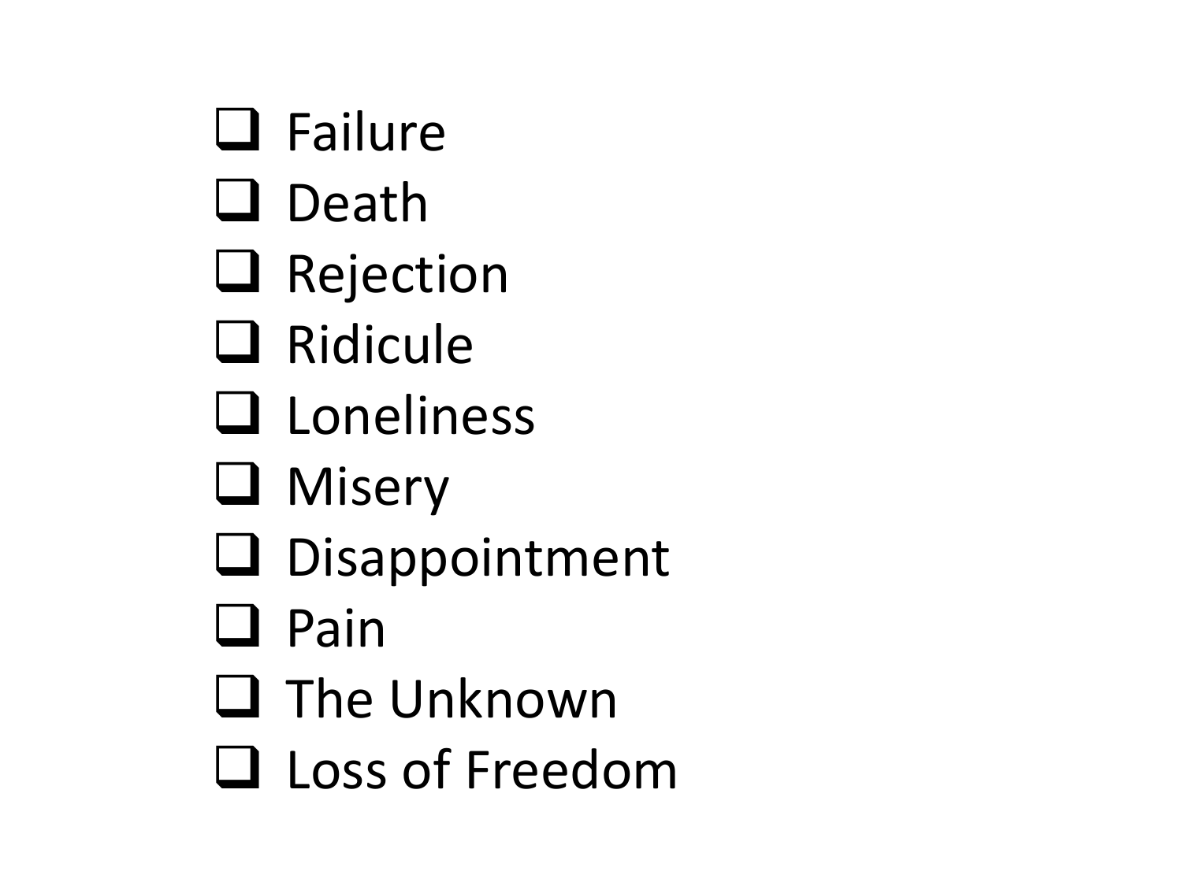- [ ] Failure
- [ ] Death
- [ ] Rejection
- [ ] Ridicule
- [ ] Loneliness
- [ ] Misery
- [ ] Disappointment
- [ ] Pain
- [ ] The Unknown
- [ ] Loss of Freedom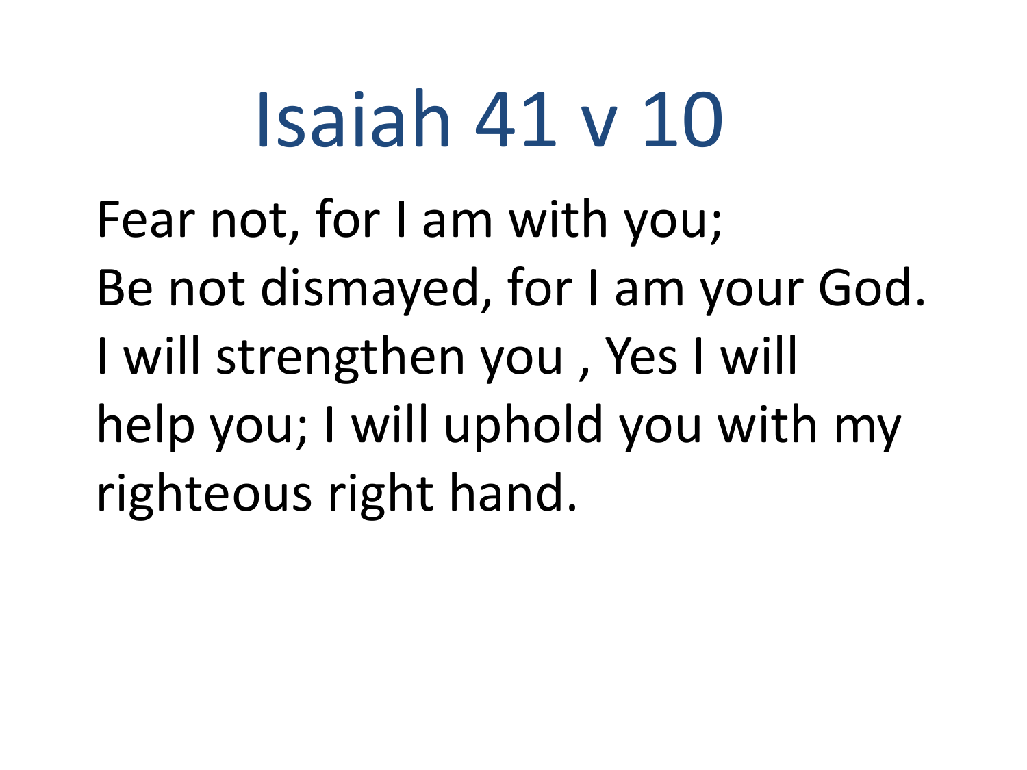# Isaiah 41 v 10

Fear not, for I am with you;
Be not dismayed, for I am your God.
I will strengthen you , Yes I will
help you; I will uphold you with my
righteous right hand.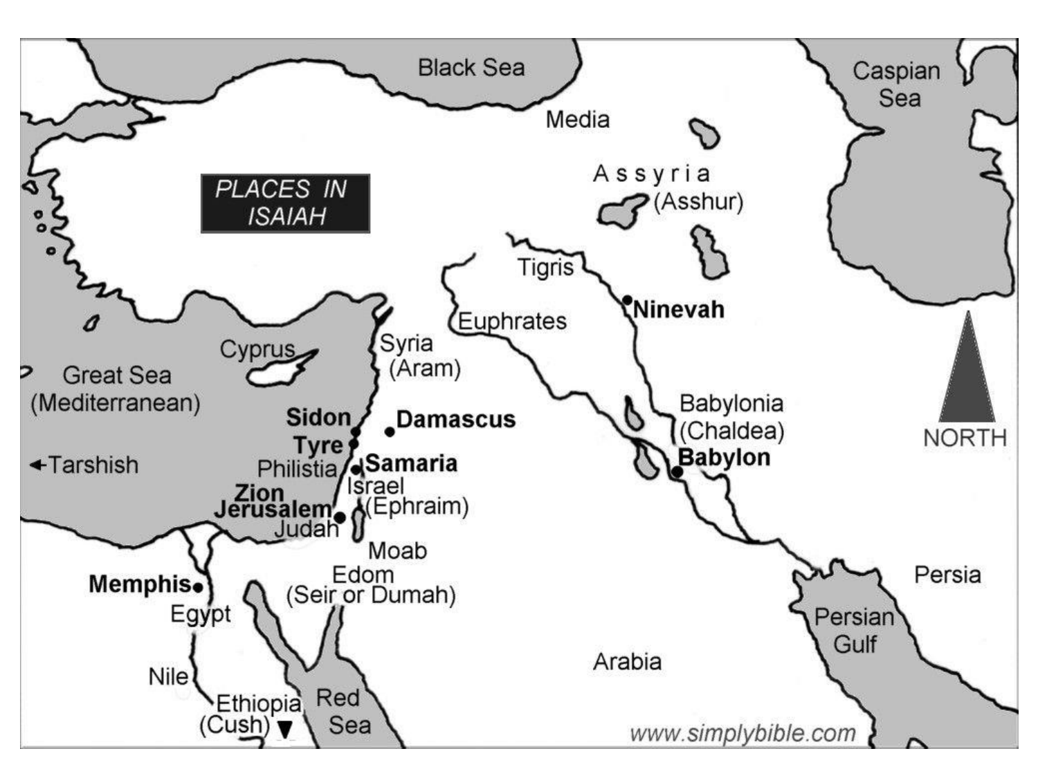# PLACES IN ISAIAH

Black Sea

Caspian Sea

Media

Assyria (Asshur)

Tigris

Ninevah

Euphrates

Cyprus

Syria (Aram)

Great Sea (Mediterranean)

Sidon

Damascus

Tyre

Babylonia (Chaldea)

Babylon

NORTH

←Tarshish

Philistia

Samaria

Israel (Ephraim)

Zion

Jerusalem

Judah

Moab

Edom (Seir or Dumah)

Memphis

Egypt

Persia

Persian Gulf

Arabia

Nile

Ethiopia (Cush)

Red Sea

www.simplybible.com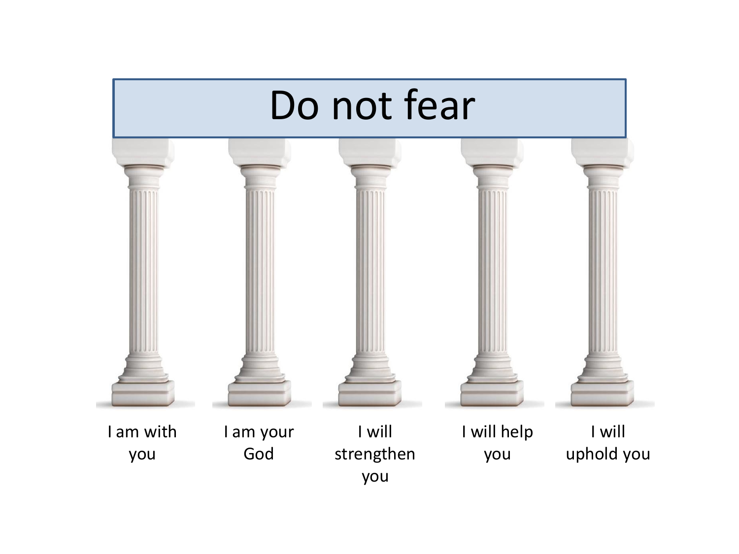# Do not fear

- I am with you
- I am your God
- I will strengthen you
- I will help you
- I will uphold you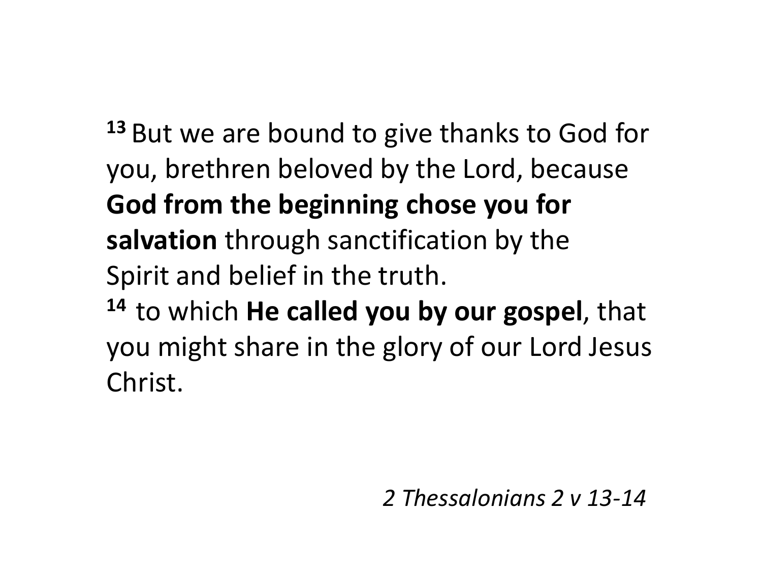[13] But we are bound to give thanks to God for you, brethren beloved by the Lord, because **God from the beginning chose you for salvation** through sanctification by the Spirit and belief in the truth.
[14] to which **He called you by our gospel**, that you might share in the glory of our Lord Jesus Christ.

*2 Thessalonians 2 v 13-14*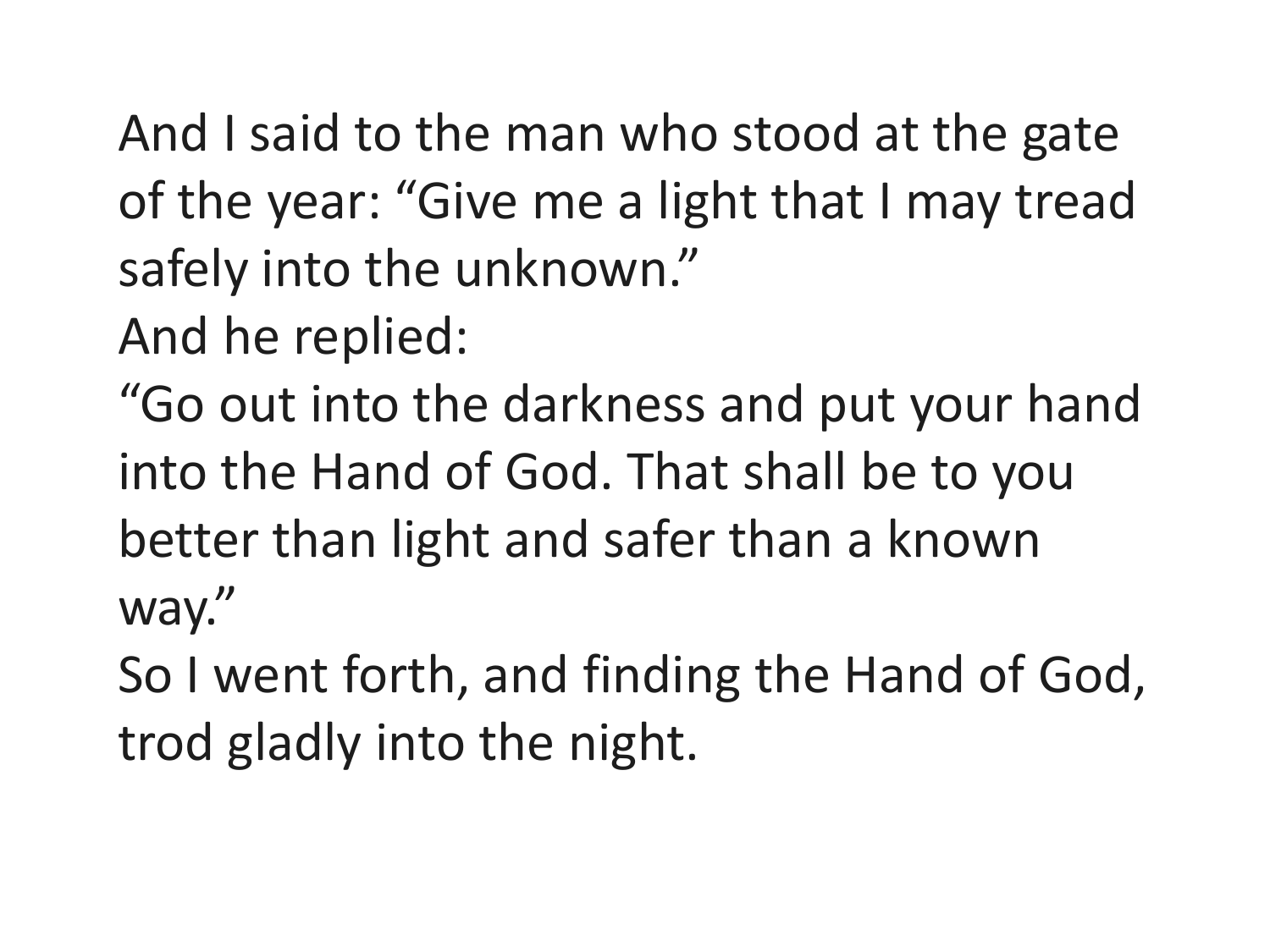And I said to the man who stood at the gate of the year: “Give me a light that I may tread safely into the unknown.”

And he replied:

“Go out into the darkness and put your hand into the Hand of God. That shall be to you better than light and safer than a known way.”

So I went forth, and finding the Hand of God, trod gladly into the night.